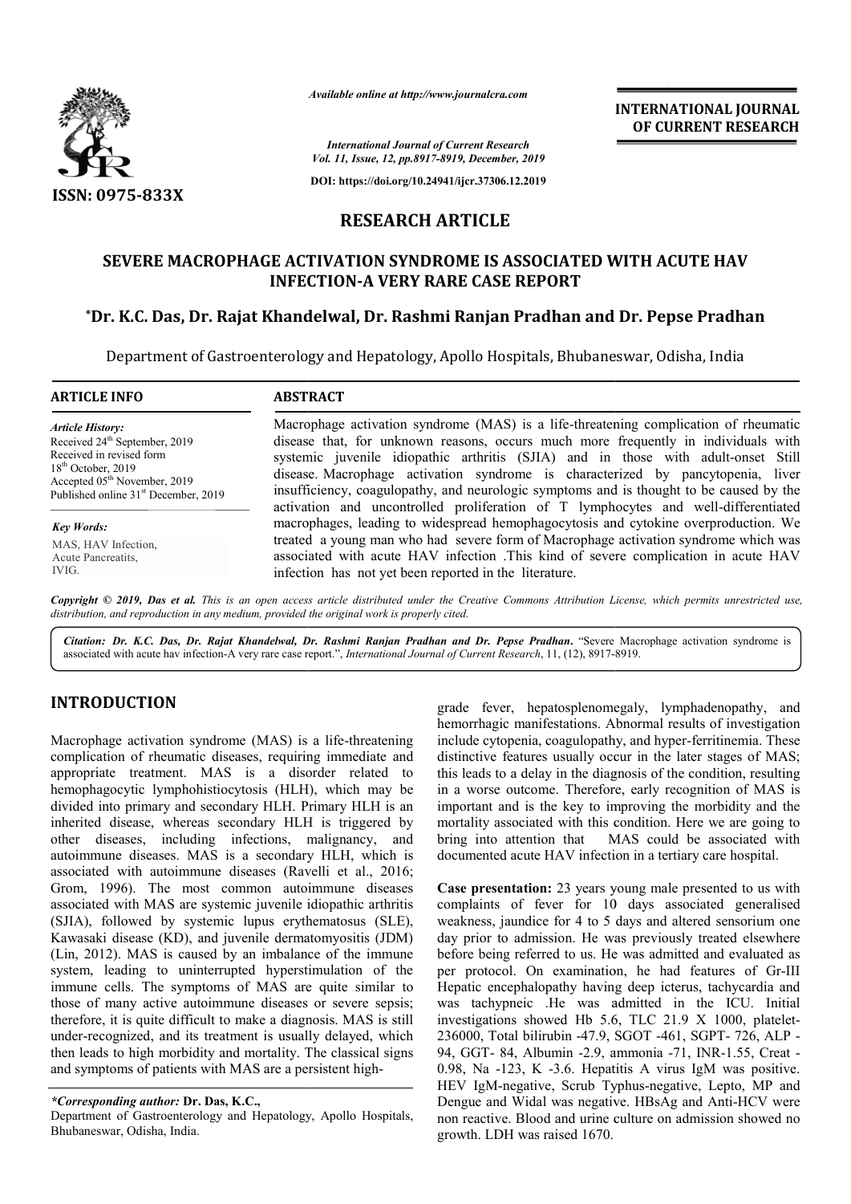# RESEARCH ARTICLE

## SEVERE MACROPHAGE ACTIVATION SYNDROME IS ASSOCIATED WITH ACUTE HAV INFECTION-A VERY RARE CASE REPORT

**\*Dr. K.C. Das, Dr. Rajat Khandelwal, Dr. Rashmi Ranjan Pradhan and Dr. Pepse Pradhan**

Department of Gastroenterology and Hepatology, Apollo Hospitals, Bhubaneswar, Odisha, India

### ARTICLE INFO

*Article History:*
Received 24th September, 2019
Received in revised form
18th October, 2019
Accepted 05th November, 2019
Published online 31st December, 2019

*Key Words:*
MAS, HAV Infection,
Acute Pancreatitis,
IVIG.

### ABSTRACT

Macrophage activation syndrome (MAS) is a life-threatening complication of rheumatic disease that, for unknown reasons, occurs much more frequently in individuals with systemic juvenile idiopathic arthritis (SJIA) and in those with adult-onset Still disease. Macrophage activation syndrome is characterized by pancytopenia, liver insufficiency, coagulopathy, and neurologic symptoms and is thought to be caused by the activation and uncontrolled proliferation of T lymphocytes and well-differentiated macrophages, leading to widespread hemophagocytosis and cytokine overproduction. We treated a young man who had severe form of Macrophage activation syndrome which was associated with acute HAV infection .This kind of severe complication in acute HAV infection has not yet been reported in the literature.

*Copyright © 2019, Das et al. This is an open access article distributed under the Creative Commons Attribution License, which permits unrestricted use, distribution, and reproduction in any medium, provided the original work is properly cited.*

*Citation:* ***Dr. K.C. Das, Dr. Rajat Khandelwal, Dr. Rashmi Ranjan Pradhan and Dr. Pepse Pradhan.*** "Severe Macrophage activation syndrome is associated with acute hav infection-A very rare case report.", *International Journal of Current Research*, 11, (12), 8917-8919.

## INTRODUCTION

Macrophage activation syndrome (MAS) is a life-threatening complication of rheumatic diseases, requiring immediate and appropriate treatment. MAS is a disorder related to hemophagocytic lymphohistiocytosis (HLH), which may be divided into primary and secondary HLH. Primary HLH is an inherited disease, whereas secondary HLH is triggered by other diseases, including infections, malignancy, and autoimmune diseases. MAS is a secondary HLH, which is associated with autoimmune diseases (Ravelli et al., 2016; Grom, 1996). The most common autoimmune diseases associated with MAS are systemic juvenile idiopathic arthritis (SJIA), followed by systemic lupus erythematosus (SLE), Kawasaki disease (KD), and juvenile dermatomyositis (JDM) (Lin, 2012). MAS is caused by an imbalance of the immune system, leading to uninterrupted hyperstimulation of the immune cells. The symptoms of MAS are quite similar to those of many active autoimmune diseases or severe sepsis; therefore, it is quite difficult to make a diagnosis. MAS is still under-recognized, and its treatment is usually delayed, which then leads to high morbidity and mortality. The classical signs and symptoms of patients with MAS are a persistent high-grade fever, hepatosplenomegaly, lymphadenopathy, and hemorrhagic manifestations. Abnormal results of investigation include cytopenia, coagulopathy, and hyper-ferritinemia. These distinctive features usually occur in the later stages of MAS; this leads to a delay in the diagnosis of the condition, resulting in a worse outcome. Therefore, early recognition of MAS is important and is the key to improving the morbidity and the mortality associated with this condition. Here we are going to bring into attention that MAS could be associated with documented acute HAV infection in a tertiary care hospital.

**Case presentation:** 23 years young male presented to us with complaints of fever for 10 days associated generalised weakness, jaundice for 4 to 5 days and altered sensorium one day prior to admission. He was previously treated elsewhere before being referred to us. He was admitted and evaluated as per protocol. On examination, he had features of Gr-III Hepatic encephalopathy having deep icterus, tachycardia and was tachypneic .He was admitted in the ICU. Initial investigations showed Hb 5.6, TLC 21.9 X 1000, platelet-236000, Total bilirubin -47.9, SGOT -461, SGPT- 726, ALP - 94, GGT- 84, Albumin -2.9, ammonia -71, INR-1.55, Creat - 0.98, Na -123, K -3.6. Hepatitis A virus IgM was positive. HEV IgM-negative, Scrub Typhus-negative, Lepto, MP and Dengue and Widal was negative. HBsAg and Anti-HCV were non reactive. Blood and urine culture on admission showed no growth. LDH was raised 1670.

*\*Corresponding author:* **Dr. Das, K.C.,**
Department of Gastroenterology and Hepatology, Apollo Hospitals, Bhubaneswar, Odisha, India.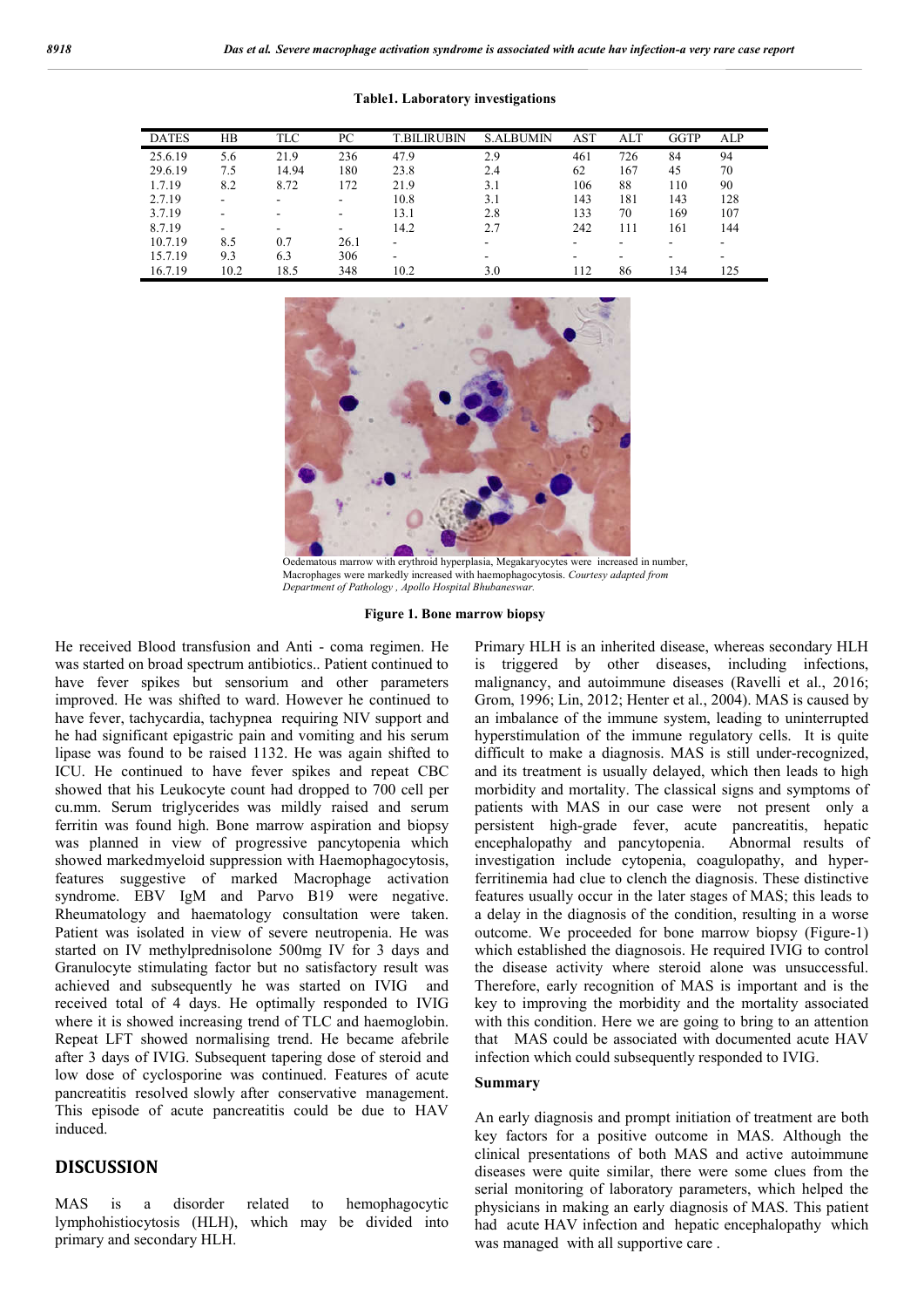**Table1. Laboratory investigations**

| DATES | HB | TLC | PC | T.BILIRUBIN | S.ALBUMIN | AST | ALT | GGTP | ALP |
|---|---|---|---|---|---|---|---|---|---|
| 25.6.19 | 5.6 | 21.9 | 236 | 47.9 | 2.9 | 461 | 726 | 84 | 94 |
| 29.6.19 | 7.5 | 14.94 | 180 | 23.8 | 2.4 | 62 | 167 | 45 | 70 |
| 1.7.19 | 8.2 | 8.72 | 172 | 21.9 | 3.1 | 106 | 88 | 110 | 90 |
| 2.7.19 | - | - | - | 10.8 | 3.1 | 143 | 181 | 143 | 128 |
| 3.7.19 | - | - | - | 13.1 | 2.8 | 133 | 70 | 169 | 107 |
| 8.7.19 | - | - | - | 14.2 | 2.7 | 242 | 111 | 161 | 144 |
| 10.7.19 | 8.5 | 0.7 | 26.1 | - | - | - | - | - | - |
| 15.7.19 | 9.3 | 6.3 | 306 | - | - | - | - | - | - |
| 16.7.19 | 10.2 | 18.5 | 348 | 10.2 | 3.0 | 112 | 86 | 134 | 125 |

Oedematous marrow with erythroid hyperplasia, Megakaryocytes were increased in number, Macrophages were markedly increased with haemophagocytosis. *Courtesy adapted from Department of Pathology , Apollo Hospital Bhubaneswar.*

**Figure 1. Bone marrow biopsy**

He received Blood transfusion and Anti - coma regimen. He was started on broad spectrum antibiotics.. Patient continued to have fever spikes but sensorium and other parameters improved. He was shifted to ward. However he continued to have fever, tachycardia, tachypnea requiring NIV support and he had significant epigastric pain and vomiting and his serum lipase was found to be raised 1132. He was again shifted to ICU. He continued to have fever spikes and repeat CBC showed that his Leukocyte count had dropped to 700 cell per cu.mm. Serum triglycerides was mildly raised and serum ferritin was found high. Bone marrow aspiration and biopsy was planned in view of progressive pancytopenia which showed markedmyeloid suppression with Haemophagocytosis, features suggestive of marked Macrophage activation syndrome. EBV IgM and Parvo B19 were negative. Rheumatology and haematology consultation were taken. Patient was isolated in view of severe neutropenia. He was started on IV methylprednisolone 500mg IV for 3 days and Granulocyte stimulating factor but no satisfactory result was achieved and subsequently he was started on IVIG and received total of 4 days. He optimally responded to IVIG where it is showed increasing trend of TLC and haemoglobin. Repeat LFT showed normalising trend. He became afebrile after 3 days of IVIG. Subsequent tapering dose of steroid and low dose of cyclosporine was continued. Features of acute pancreatitis resolved slowly after conservative management. This episode of acute pancreatitis could be due to HAV induced.

## DISCUSSION

MAS is a disorder related to hemophagocytic lymphohistiocytosis (HLH), which may be divided into primary and secondary HLH.

Primary HLH is an inherited disease, whereas secondary HLH is triggered by other diseases, including infections, malignancy, and autoimmune diseases (Ravelli et al., 2016; Grom, 1996; Lin, 2012; Henter et al., 2004). MAS is caused by an imbalance of the immune system, leading to uninterrupted hyperstimulation of the immune regulatory cells. It is quite difficult to make a diagnosis. MAS is still under-recognized, and its treatment is usually delayed, which then leads to high morbidity and mortality. The classical signs and symptoms of patients with MAS in our case were not present only a persistent high-grade fever, acute pancreatitis, hepatic encephalopathy and pancytopenia. Abnormal results of investigation include cytopenia, coagulopathy, and hyper-ferritinemia had clue to clench the diagnosis. These distinctive features usually occur in the later stages of MAS; this leads to a delay in the diagnosis of the condition, resulting in a worse outcome. We proceeded for bone marrow biopsy (Figure-1) which established the diagnososis. He required IVIG to control the disease activity where steroid alone was unsuccessful. Therefore, early recognition of MAS is important and is the key to improving the morbidity and the mortality associated with this condition. Here we are going to bring to an attention that MAS could be associated with documented acute HAV infection which could subsequently responded to IVIG.

### Summary

An early diagnosis and prompt initiation of treatment are both key factors for a positive outcome in MAS. Although the clinical presentations of both MAS and active autoimmune diseases were quite similar, there were some clues from the serial monitoring of laboratory parameters, which helped the physicians in making an early diagnosis of MAS. This patient had acute HAV infection and hepatic encephalopathy which was managed with all supportive care .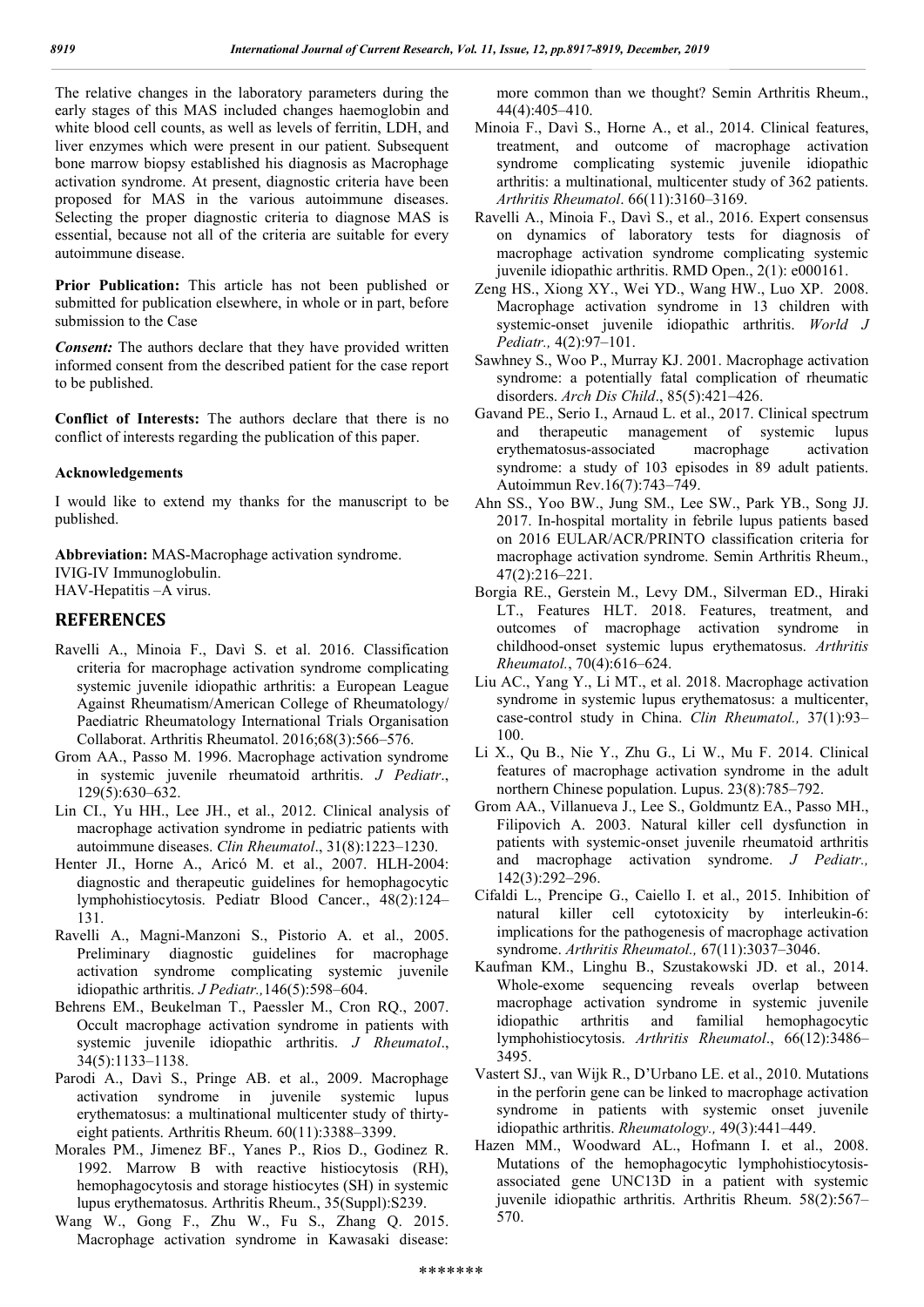The relative changes in the laboratory parameters during the early stages of this MAS included changes haemoglobin and white blood cell counts, as well as levels of ferritin, LDH, and liver enzymes which were present in our patient. Subsequent bone marrow biopsy established his diagnosis as Macrophage activation syndrome. At present, diagnostic criteria have been proposed for MAS in the various autoimmune diseases. Selecting the proper diagnostic criteria to diagnose MAS is essential, because not all of the criteria are suitable for every autoimmune disease.

**Prior Publication:** This article has not been published or submitted for publication elsewhere, in whole or in part, before submission to the Case

***Consent:*** The authors declare that they have provided written informed consent from the described patient for the case report to be published.

**Conflict of Interests:** The authors declare that there is no conflict of interests regarding the publication of this paper.

### Acknowledgements

I would like to extend my thanks for the manuscript to be published.

**Abbreviation:** MAS-Macrophage activation syndrome.
IVIG-IV Immunoglobulin.
HAV-Hepatitis –A virus.

## REFERENCES

Ravelli A., Minoia F., Davì S. et al. 2016. Classification criteria for macrophage activation syndrome complicating systemic juvenile idiopathic arthritis: a European League Against Rheumatism/American College of Rheumatology/ Paediatric Rheumatology International Trials Organisation Collaborat. Arthritis Rheumatol. 2016;68(3):566–576.

Grom AA., Passo M. 1996. Macrophage activation syndrome in systemic juvenile rheumatoid arthritis. *J Pediatr*., 129(5):630–632.

Lin CI., Yu HH., Lee JH., et al., 2012. Clinical analysis of macrophage activation syndrome in pediatric patients with autoimmune diseases. *Clin Rheumatol*., 31(8):1223–1230.

Henter JI., Horne A., Aricó M. et al., 2007. HLH-2004: diagnostic and therapeutic guidelines for hemophagocytic lymphohistiocytosis. Pediatr Blood Cancer., 48(2):124–131.

Ravelli A., Magni-Manzoni S., Pistorio A. et al., 2005. Preliminary diagnostic guidelines for macrophage activation syndrome complicating systemic juvenile idiopathic arthritis. *J Pediatr.,*146(5):598–604.

Behrens EM., Beukelman T., Paessler M., Cron RQ., 2007. Occult macrophage activation syndrome in patients with systemic juvenile idiopathic arthritis. *J Rheumatol*., 34(5):1133–1138.

Parodi A., Davì S., Pringe AB. et al., 2009. Macrophage activation syndrome in juvenile systemic lupus erythematosus: a multinational multicenter study of thirty-eight patients. Arthritis Rheum. 60(11):3388–3399.

Morales PM., Jimenez BF., Yanes P., Rios D., Godinez R. 1992. Marrow B with reactive histiocytosis (RH), hemophagocytosis and storage histiocytes (SH) in systemic lupus erythematosus. Arthritis Rheum., 35(Suppl):S239.

Wang W., Gong F., Zhu W., Fu S., Zhang Q. 2015. Macrophage activation syndrome in Kawasaki disease: more common than we thought? Semin Arthritis Rheum., 44(4):405–410.

Minoia F., Davì S., Horne A., et al., 2014. Clinical features, treatment, and outcome of macrophage activation syndrome complicating systemic juvenile idiopathic arthritis: a multinational, multicenter study of 362 patients. *Arthritis Rheumatol*. 66(11):3160–3169.

Ravelli A., Minoia F., Davì S., et al., 2016. Expert consensus on dynamics of laboratory tests for diagnosis of macrophage activation syndrome complicating systemic juvenile idiopathic arthritis. RMD Open., 2(1): e000161.

Zeng HS., Xiong XY., Wei YD., Wang HW., Luo XP. 2008. Macrophage activation syndrome in 13 children with systemic-onset juvenile idiopathic arthritis. *World J Pediatr.,* 4(2):97–101.

Sawhney S., Woo P., Murray KJ. 2001. Macrophage activation syndrome: a potentially fatal complication of rheumatic disorders. *Arch Dis Child*., 85(5):421–426.

Gavand PE., Serio I., Arnaud L. et al., 2017. Clinical spectrum and therapeutic management of systemic lupus erythematosus-associated macrophage activation syndrome: a study of 103 episodes in 89 adult patients. Autoimmun Rev.16(7):743–749.

Ahn SS., Yoo BW., Jung SM., Lee SW., Park YB., Song JJ. 2017. In-hospital mortality in febrile lupus patients based on 2016 EULAR/ACR/PRINTO classification criteria for macrophage activation syndrome. Semin Arthritis Rheum., 47(2):216–221.

Borgia RE., Gerstein M., Levy DM., Silverman ED., Hiraki LT., Features HLT. 2018. Features, treatment, and outcomes of macrophage activation syndrome in childhood-onset systemic lupus erythematosus. *Arthritis Rheumatol.*, 70(4):616–624.

Liu AC., Yang Y., Li MT., et al. 2018. Macrophage activation syndrome in systemic lupus erythematosus: a multicenter, case-control study in China. *Clin Rheumatol.,* 37(1):93–100.

Li X., Qu B., Nie Y., Zhu G., Li W., Mu F. 2014. Clinical features of macrophage activation syndrome in the adult northern Chinese population. Lupus. 23(8):785–792.

Grom AA., Villanueva J., Lee S., Goldmuntz EA., Passo MH., Filipovich A. 2003. Natural killer cell dysfunction in patients with systemic-onset juvenile rheumatoid arthritis and macrophage activation syndrome. *J Pediatr.,* 142(3):292–296.

Cifaldi L., Prencipe G., Caiello I. et al., 2015. Inhibition of natural killer cell cytotoxicity by interleukin-6: implications for the pathogenesis of macrophage activation syndrome. *Arthritis Rheumatol.,* 67(11):3037–3046.

Kaufman KM., Linghu B., Szustakowski JD. et al., 2014. Whole-exome sequencing reveals overlap between macrophage activation syndrome in systemic juvenile idiopathic arthritis and familial hemophagocytic lymphohistiocytosis. *Arthritis Rheumatol*., 66(12):3486–3495.

Vastert SJ., van Wijk R., D'Urbano LE. et al., 2010. Mutations in the perforin gene can be linked to macrophage activation syndrome in patients with systemic onset juvenile idiopathic arthritis. *Rheumatology.,* 49(3):441–449.

Hazen MM., Woodward AL., Hofmann I. et al., 2008. Mutations of the hemophagocytic lymphohistiocytosis-associated gene UNC13D in a patient with systemic juvenile idiopathic arthritis. Arthritis Rheum. 58(2):567–570.

\*\*\*\*\*\*\*